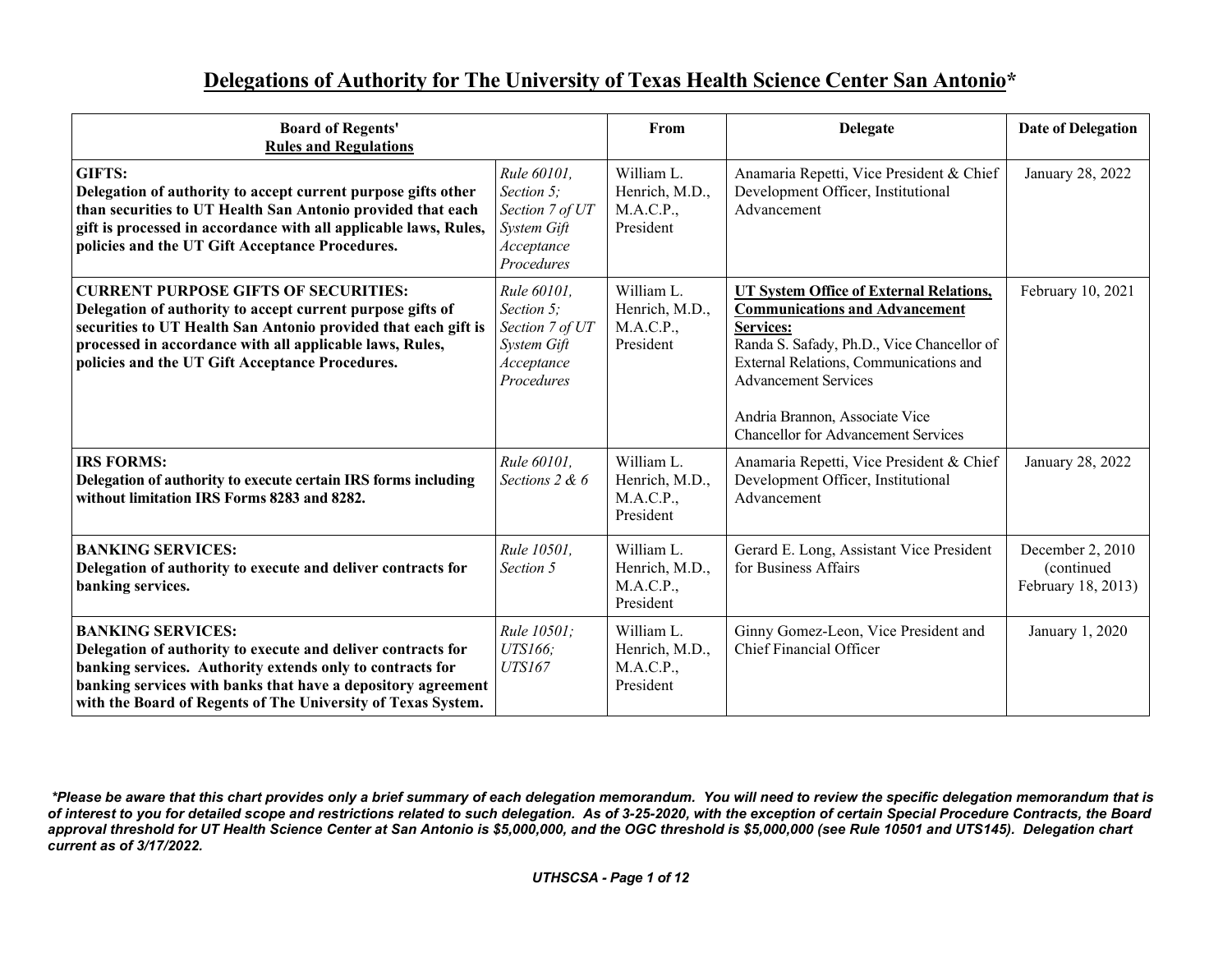# Delegations of Authority for The University of Texas Health Science Center San Antonio*

| Board of Regents' Rules and Regulations | | From | Delegate | Date of Delegation |
|---|---|---|---|---|
| **GIFTS: Delegation of authority to accept current purpose gifts other than securities to UT Health San Antonio provided that each gift is processed in accordance with all applicable laws, Rules, policies and the UT Gift Acceptance Procedures.** | *Rule 60101, Section 5; Section 7 of UT System Gift Acceptance Procedures* | William L. Henrich, M.D., M.A.C.P., President | Anamaria Repetti, Vice President & Chief Development Officer, Institutional Advancement | January 28, 2022 |
| **CURRENT PURPOSE GIFTS OF SECURITIES: Delegation of authority to accept current purpose gifts of securities to UT Health San Antonio provided that each gift is processed in accordance with all applicable laws, Rules, policies and the UT Gift Acceptance Procedures.** | *Rule 60101, Section 5; Section 7 of UT System Gift Acceptance Procedures* | William L. Henrich, M.D., M.A.C.P., President | **UT System Office of External Relations, Communications and Advancement Services:** Randa S. Safady, Ph.D., Vice Chancellor of External Relations, Communications and Advancement Services<br><br>Andria Brannon, Associate Vice Chancellor for Advancement Services | February 10, 2021 |
| **IRS FORMS: Delegation of authority to execute certain IRS forms including without limitation IRS Forms 8283 and 8282.** | *Rule 60101, Sections 2 & 6* | William L. Henrich, M.D., M.A.C.P., President | Anamaria Repetti, Vice President & Chief Development Officer, Institutional Advancement | January 28, 2022 |
| **BANKING SERVICES: Delegation of authority to execute and deliver contracts for banking services.** | *Rule 10501, Section 5* | William L. Henrich, M.D., M.A.C.P., President | Gerard E. Long, Assistant Vice President for Business Affairs | December 2, 2010 (continued February 18, 2013) |
| **BANKING SERVICES: Delegation of authority to execute and deliver contracts for banking services. Authority extends only to contracts for banking services with banks that have a depository agreement with the Board of Regents of The University of Texas System.** | *Rule 10501; UTS166; UTS167* | William L. Henrich, M.D., M.A.C.P., President | Ginny Gomez-Leon, Vice President and Chief Financial Officer | January 1, 2020 |

***Please be aware that this chart provides only a brief summary of each delegation memorandum. You will need to review the specific delegation memorandum that is of interest to you for detailed scope and restrictions related to such delegation. As of 3-25-2020, with the exception of certain Special Procedure Contracts, the Board approval threshold for UT Health Science Center at San Antonio is $5,000,000, and the OGC threshold is $5,000,000 (see Rule 10501 and UTS145). Delegation chart current as of 3/17/2022.***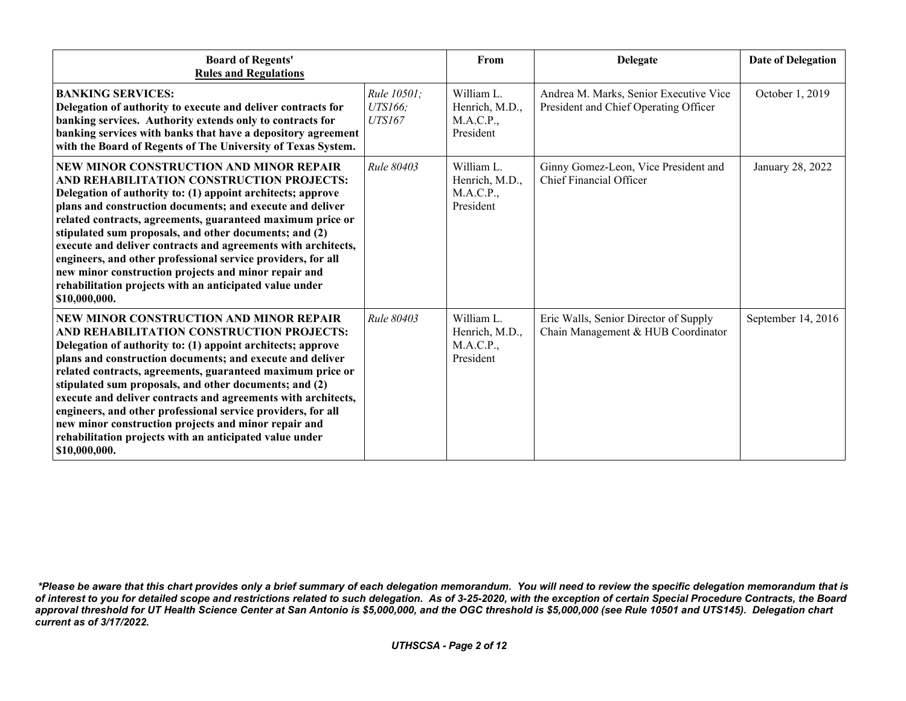| **Board of Regents' Rules and Regulations** | | From | Delegate | Date of Delegation |
|---|---|---|---|---|
| **BANKING SERVICES: Delegation of authority to execute and deliver contracts for banking services. Authority extends only to contracts for banking services with banks that have a depository agreement with the Board of Regents of The University of Texas System.** | *Rule 10501; UTS166; UTS167* | William L. Henrich, M.D., M.A.C.P., President | Andrea M. Marks, Senior Executive Vice President and Chief Operating Officer | October 1, 2019 |
| **NEW MINOR CONSTRUCTION AND MINOR REPAIR AND REHABILITATION CONSTRUCTION PROJECTS: Delegation of authority to: (1) appoint architects; approve plans and construction documents; and execute and deliver related contracts, agreements, guaranteed maximum price or stipulated sum proposals, and other documents; and (2) execute and deliver contracts and agreements with architects, engineers, and other professional service providers, for all new minor construction projects and minor repair and rehabilitation projects with an anticipated value under $10,000,000.** | *Rule 80403* | William L. Henrich, M.D., M.A.C.P., President | Ginny Gomez-Leon, Vice President and Chief Financial Officer | January 28, 2022 |
| **NEW MINOR CONSTRUCTION AND MINOR REPAIR AND REHABILITATION CONSTRUCTION PROJECTS: Delegation of authority to: (1) appoint architects; approve plans and construction documents; and execute and deliver related contracts, agreements, guaranteed maximum price or stipulated sum proposals, and other documents; and (2) execute and deliver contracts and agreements with architects, engineers, and other professional service providers, for all new minor construction projects and minor repair and rehabilitation projects with an anticipated value under $10,000,000.** | *Rule 80403* | William L. Henrich, M.D., M.A.C.P., President | Eric Walls, Senior Director of Supply Chain Management & HUB Coordinator | September 14, 2016 |

***Please be aware that this chart provides only a brief summary of each delegation memorandum. You will need to review the specific delegation memorandum that is of interest to you for detailed scope and restrictions related to such delegation. As of 3-25-2020, with the exception of certain Special Procedure Contracts, the Board approval threshold for UT Health Science Center at San Antonio is $5,000,000, and the OGC threshold is $5,000,000 (see Rule 10501 and UTS145). Delegation chart current as of 3/17/2022.***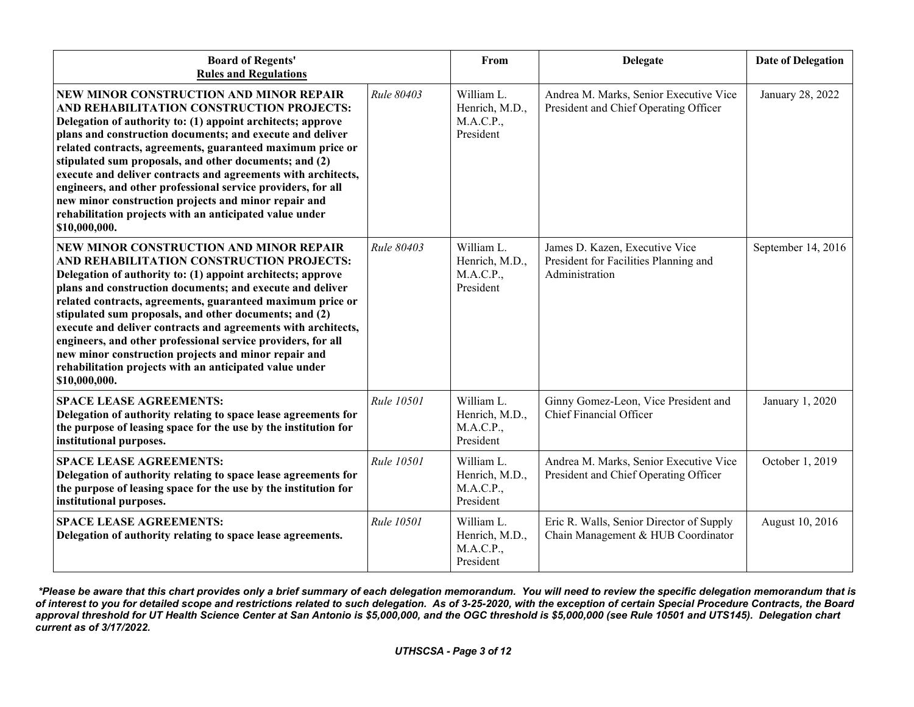| Board of Regents' Rules and Regulations | | From | Delegate | Date of Delegation |
|---|---|---|---|---|
| **NEW MINOR CONSTRUCTION AND MINOR REPAIR AND REHABILITATION CONSTRUCTION PROJECTS: Delegation of authority to: (1) appoint architects; approve plans and construction documents; and execute and deliver related contracts, agreements, guaranteed maximum price or stipulated sum proposals, and other documents; and (2) execute and deliver contracts and agreements with architects, engineers, and other professional service providers, for all new minor construction projects and minor repair and rehabilitation projects with an anticipated value under $10,000,000.** | *Rule 80403* | William L. Henrich, M.D., M.A.C.P., President | Andrea M. Marks, Senior Executive Vice President and Chief Operating Officer | January 28, 2022 |
| **NEW MINOR CONSTRUCTION AND MINOR REPAIR AND REHABILITATION CONSTRUCTION PROJECTS: Delegation of authority to: (1) appoint architects; approve plans and construction documents; and execute and deliver related contracts, agreements, guaranteed maximum price or stipulated sum proposals, and other documents; and (2) execute and deliver contracts and agreements with architects, engineers, and other professional service providers, for all new minor construction projects and minor repair and rehabilitation projects with an anticipated value under $10,000,000.** | *Rule 80403* | William L. Henrich, M.D., M.A.C.P., President | James D. Kazen, Executive Vice President for Facilities Planning and Administration | September 14, 2016 |
| **SPACE LEASE AGREEMENTS: Delegation of authority relating to space lease agreements for the purpose of leasing space for the use by the institution for institutional purposes.** | *Rule 10501* | William L. Henrich, M.D., M.A.C.P., President | Ginny Gomez-Leon, Vice President and Chief Financial Officer | January 1, 2020 |
| **SPACE LEASE AGREEMENTS: Delegation of authority relating to space lease agreements for the purpose of leasing space for the use by the institution for institutional purposes.** | *Rule 10501* | William L. Henrich, M.D., M.A.C.P., President | Andrea M. Marks, Senior Executive Vice President and Chief Operating Officer | October 1, 2019 |
| **SPACE LEASE AGREEMENTS: Delegation of authority relating to space lease agreements.** | *Rule 10501* | William L. Henrich, M.D., M.A.C.P., President | Eric R. Walls, Senior Director of Supply Chain Management & HUB Coordinator | August 10, 2016 |

***Please be aware that this chart provides only a brief summary of each delegation memorandum. You will need to review the specific delegation memorandum that is of interest to you for detailed scope and restrictions related to such delegation. As of 3-25-2020, with the exception of certain Special Procedure Contracts, the Board approval threshold for UT Health Science Center at San Antonio is $5,000,000, and the OGC threshold is $5,000,000 (see Rule 10501 and UTS145). Delegation chart current as of 3/17/2022.***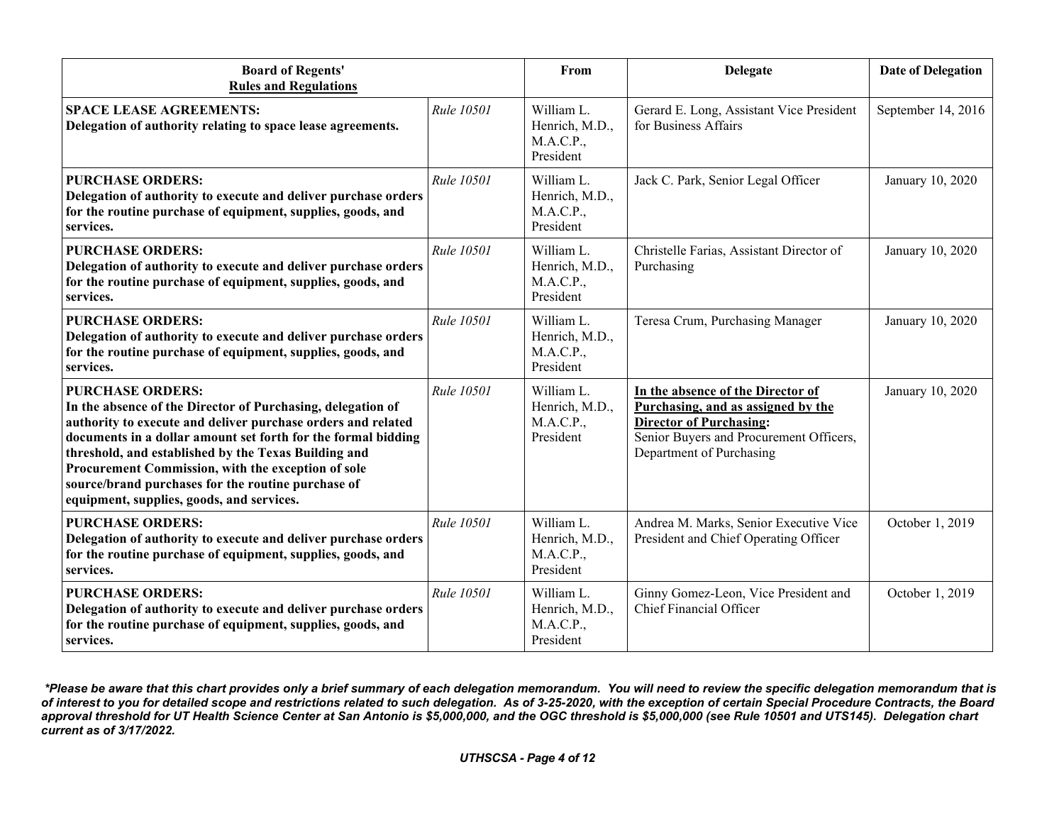| **Board of Regents' Rules and Regulations** | | **From** | **Delegate** | **Date of Delegation** |
|---|---|---|---|---|
| **SPACE LEASE AGREEMENTS: Delegation of authority relating to space lease agreements.** | *Rule 10501* | William L. Henrich, M.D., M.A.C.P., President | Gerard E. Long, Assistant Vice President for Business Affairs | September 14, 2016 |
| **PURCHASE ORDERS: Delegation of authority to execute and deliver purchase orders for the routine purchase of equipment, supplies, goods, and services.** | *Rule 10501* | William L. Henrich, M.D., M.A.C.P., President | Jack C. Park, Senior Legal Officer | January 10, 2020 |
| **PURCHASE ORDERS: Delegation of authority to execute and deliver purchase orders for the routine purchase of equipment, supplies, goods, and services.** | *Rule 10501* | William L. Henrich, M.D., M.A.C.P., President | Christelle Farias, Assistant Director of Purchasing | January 10, 2020 |
| **PURCHASE ORDERS: Delegation of authority to execute and deliver purchase orders for the routine purchase of equipment, supplies, goods, and services.** | *Rule 10501* | William L. Henrich, M.D., M.A.C.P., President | Teresa Crum, Purchasing Manager | January 10, 2020 |
| **PURCHASE ORDERS: In the absence of the Director of Purchasing, delegation of authority to execute and deliver purchase orders and related documents in a dollar amount set forth for the formal bidding threshold, and established by the Texas Building and Procurement Commission, with the exception of sole source/brand purchases for the routine purchase of equipment, supplies, goods, and services.** | *Rule 10501* | William L. Henrich, M.D., M.A.C.P., President | **In the absence of the Director of Purchasing, and as assigned by the Director of Purchasing:** Senior Buyers and Procurement Officers, Department of Purchasing | January 10, 2020 |
| **PURCHASE ORDERS: Delegation of authority to execute and deliver purchase orders for the routine purchase of equipment, supplies, goods, and services.** | *Rule 10501* | William L. Henrich, M.D., M.A.C.P., President | Andrea M. Marks, Senior Executive Vice President and Chief Operating Officer | October 1, 2019 |
| **PURCHASE ORDERS: Delegation of authority to execute and deliver purchase orders for the routine purchase of equipment, supplies, goods, and services.** | *Rule 10501* | William L. Henrich, M.D., M.A.C.P., President | Ginny Gomez-Leon, Vice President and Chief Financial Officer | October 1, 2019 |

***Please be aware that this chart provides only a brief summary of each delegation memorandum. You will need to review the specific delegation memorandum that is of interest to you for detailed scope and restrictions related to such delegation. As of 3-25-2020, with the exception of certain Special Procedure Contracts, the Board approval threshold for UT Health Science Center at San Antonio is $5,000,000, and the OGC threshold is $5,000,000 (see Rule 10501 and UTS145). Delegation chart current as of 3/17/2022.***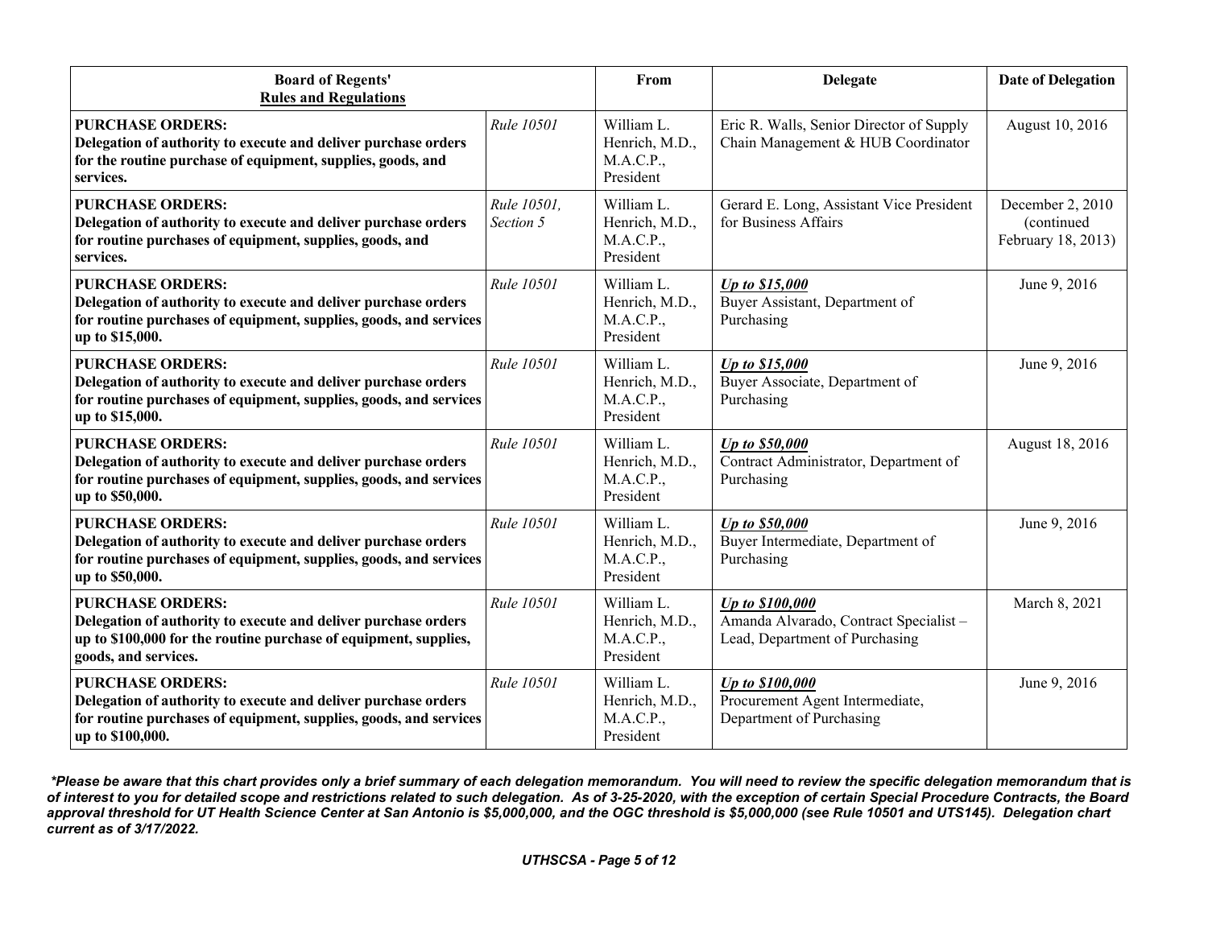| **Board of Regents' Rules and Regulations** | | **From** | **Delegate** | **Date of Delegation** |
|---|---|---|---|---|
| **PURCHASE ORDERS: Delegation of authority to execute and deliver purchase orders for the routine purchase of equipment, supplies, goods, and services.** | *Rule 10501* | William L. Henrich, M.D., M.A.C.P., President | Eric R. Walls, Senior Director of Supply Chain Management & HUB Coordinator | August 10, 2016 |
| **PURCHASE ORDERS: Delegation of authority to execute and deliver purchase orders for routine purchases of equipment, supplies, goods, and services.** | *Rule 10501, Section 5* | William L. Henrich, M.D., M.A.C.P., President | Gerard E. Long, Assistant Vice President for Business Affairs | December 2, 2010 (continued February 18, 2013) |
| **PURCHASE ORDERS: Delegation of authority to execute and deliver purchase orders for routine purchases of equipment, supplies, goods, and services up to $15,000.** | *Rule 10501* | William L. Henrich, M.D., M.A.C.P., President | ***Up to $15,000*** Buyer Assistant, Department of Purchasing | June 9, 2016 |
| **PURCHASE ORDERS: Delegation of authority to execute and deliver purchase orders for routine purchases of equipment, supplies, goods, and services up to $15,000.** | *Rule 10501* | William L. Henrich, M.D., M.A.C.P., President | ***Up to $15,000*** Buyer Associate, Department of Purchasing | June 9, 2016 |
| **PURCHASE ORDERS: Delegation of authority to execute and deliver purchase orders for routine purchases of equipment, supplies, goods, and services up to $50,000.** | *Rule 10501* | William L. Henrich, M.D., M.A.C.P., President | ***Up to $50,000*** Contract Administrator, Department of Purchasing | August 18, 2016 |
| **PURCHASE ORDERS: Delegation of authority to execute and deliver purchase orders for routine purchases of equipment, supplies, goods, and services up to $50,000.** | *Rule 10501* | William L. Henrich, M.D., M.A.C.P., President | ***Up to $50,000*** Buyer Intermediate, Department of Purchasing | June 9, 2016 |
| **PURCHASE ORDERS: Delegation of authority to execute and deliver purchase orders up to $100,000 for the routine purchase of equipment, supplies, goods, and services.** | *Rule 10501* | William L. Henrich, M.D., M.A.C.P., President | ***Up to $100,000*** Amanda Alvarado, Contract Specialist – Lead, Department of Purchasing | March 8, 2021 |
| **PURCHASE ORDERS: Delegation of authority to execute and deliver purchase orders for routine purchases of equipment, supplies, goods, and services up to $100,000.** | *Rule 10501* | William L. Henrich, M.D., M.A.C.P., President | ***Up to $100,000*** Procurement Agent Intermediate, Department of Purchasing | June 9, 2016 |

***Please be aware that this chart provides only a brief summary of each delegation memorandum. You will need to review the specific delegation memorandum that is of interest to you for detailed scope and restrictions related to such delegation. As of 3-25-2020, with the exception of certain Special Procedure Contracts, the Board approval threshold for UT Health Science Center at San Antonio is $5,000,000, and the OGC threshold is $5,000,000 (see Rule 10501 and UTS145). Delegation chart current as of 3/17/2022.***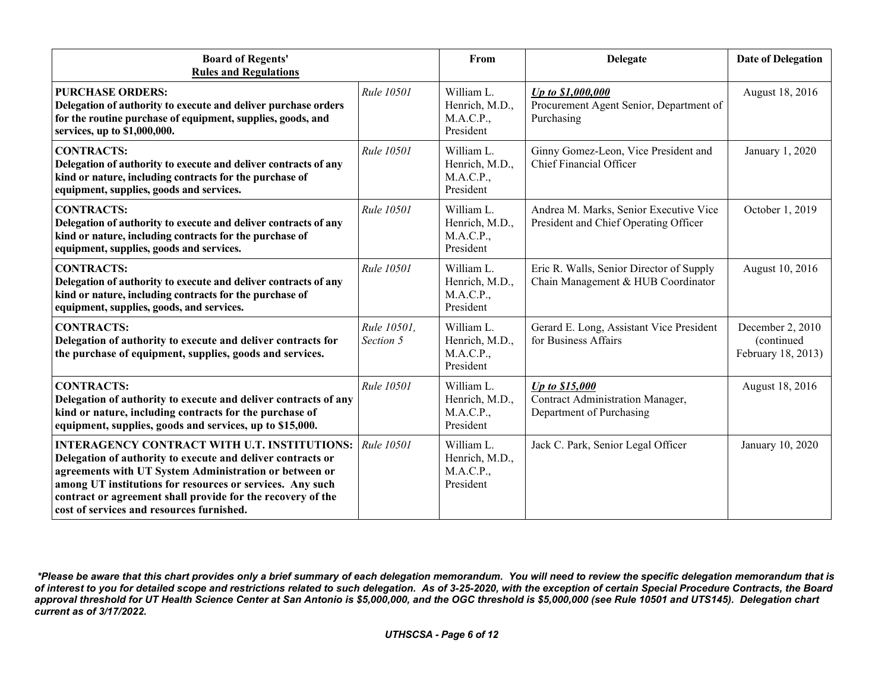| **Board of Regents' Rules and Regulations** | | **From** | **Delegate** | **Date of Delegation** |
|---|---|---|---|---|
| **PURCHASE ORDERS: Delegation of authority to execute and deliver purchase orders for the routine purchase of equipment, supplies, goods, and services, up to $1,000,000.** | *Rule 10501* | William L. Henrich, M.D., M.A.C.P., President | ***Up to $1,000,000*** Procurement Agent Senior, Department of Purchasing | August 18, 2016 |
| **CONTRACTS: Delegation of authority to execute and deliver contracts of any kind or nature, including contracts for the purchase of equipment, supplies, goods and services.** | *Rule 10501* | William L. Henrich, M.D., M.A.C.P., President | Ginny Gomez-Leon, Vice President and Chief Financial Officer | January 1, 2020 |
| **CONTRACTS: Delegation of authority to execute and deliver contracts of any kind or nature, including contracts for the purchase of equipment, supplies, goods and services.** | *Rule 10501* | William L. Henrich, M.D., M.A.C.P., President | Andrea M. Marks, Senior Executive Vice President and Chief Operating Officer | October 1, 2019 |
| **CONTRACTS: Delegation of authority to execute and deliver contracts of any kind or nature, including contracts for the purchase of equipment, supplies, goods, and services.** | *Rule 10501* | William L. Henrich, M.D., M.A.C.P., President | Eric R. Walls, Senior Director of Supply Chain Management & HUB Coordinator | August 10, 2016 |
| **CONTRACTS: Delegation of authority to execute and deliver contracts for the purchase of equipment, supplies, goods and services.** | *Rule 10501, Section 5* | William L. Henrich, M.D., M.A.C.P., President | Gerard E. Long, Assistant Vice President for Business Affairs | December 2, 2010 (continued February 18, 2013) |
| **CONTRACTS: Delegation of authority to execute and deliver contracts of any kind or nature, including contracts for the purchase of equipment, supplies, goods and services, up to $15,000.** | *Rule 10501* | William L. Henrich, M.D., M.A.C.P., President | ***Up to $15,000*** Contract Administration Manager, Department of Purchasing | August 18, 2016 |
| **INTERAGENCY CONTRACT WITH U.T. INSTITUTIONS: Delegation of authority to execute and deliver contracts or agreements with UT System Administration or between or among UT institutions for resources or services. Any such contract or agreement shall provide for the recovery of the cost of services and resources furnished.** | *Rule 10501* | William L. Henrich, M.D., M.A.C.P., President | Jack C. Park, Senior Legal Officer | January 10, 2020 |

***Please be aware that this chart provides only a brief summary of each delegation memorandum. You will need to review the specific delegation memorandum that is of interest to you for detailed scope and restrictions related to such delegation. As of 3-25-2020, with the exception of certain Special Procedure Contracts, the Board approval threshold for UT Health Science Center at San Antonio is $5,000,000, and the OGC threshold is $5,000,000 (see Rule 10501 and UTS145). Delegation chart current as of 3/17/2022.***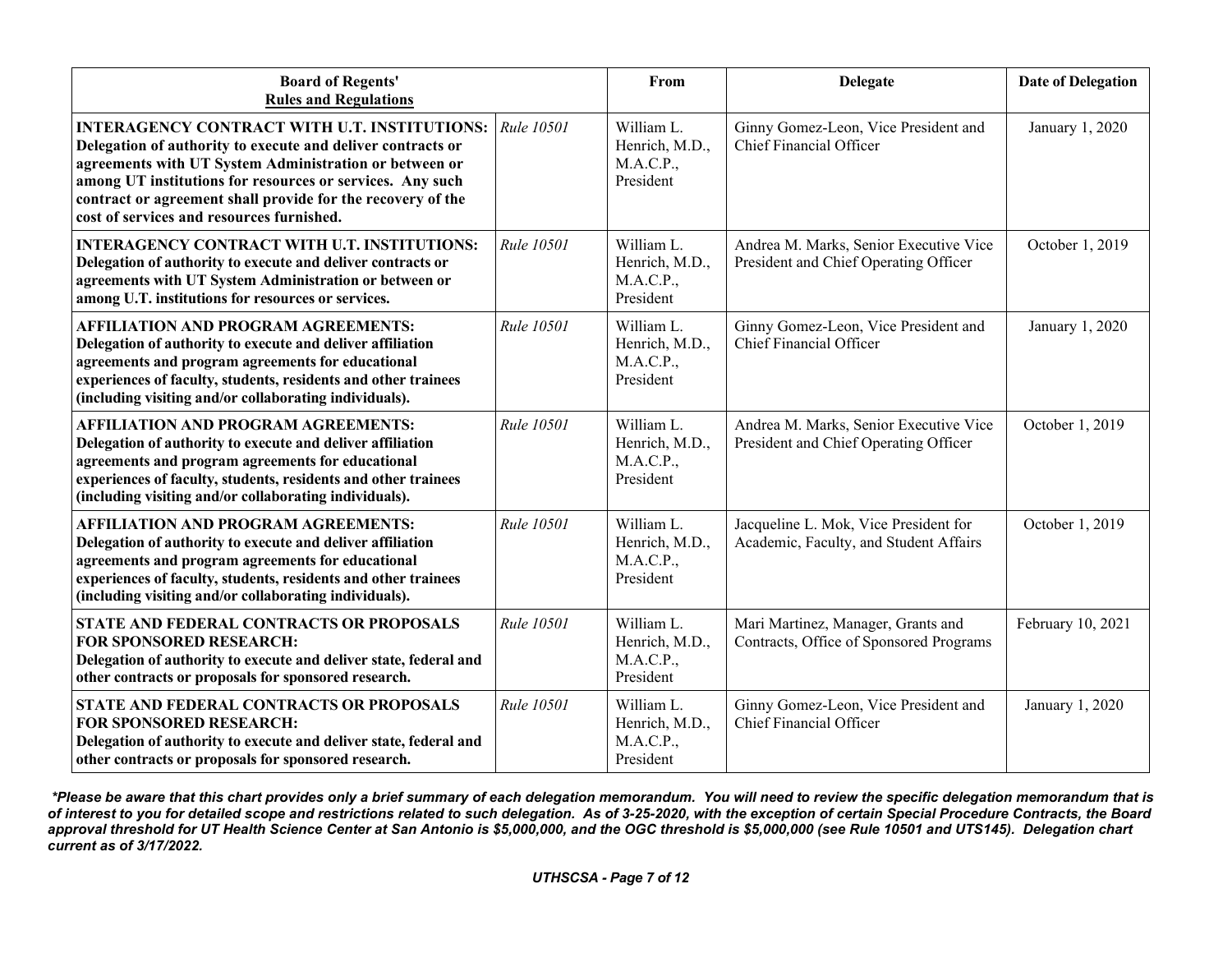| Board of Regents' Rules and Regulations | | From | Delegate | Date of Delegation |
|---|---|---|---|---|
| **INTERAGENCY CONTRACT WITH U.T. INSTITUTIONS: Delegation of authority to execute and deliver contracts or agreements with UT System Administration or between or among UT institutions for resources or services. Any such contract or agreement shall provide for the recovery of the cost of services and resources furnished.** | *Rule 10501* | William L. Henrich, M.D., M.A.C.P., President | Ginny Gomez-Leon, Vice President and Chief Financial Officer | January 1, 2020 |
| **INTERAGENCY CONTRACT WITH U.T. INSTITUTIONS: Delegation of authority to execute and deliver contracts or agreements with UT System Administration or between or among U.T. institutions for resources or services.** | *Rule 10501* | William L. Henrich, M.D., M.A.C.P., President | Andrea M. Marks, Senior Executive Vice President and Chief Operating Officer | October 1, 2019 |
| **AFFILIATION AND PROGRAM AGREEMENTS: Delegation of authority to execute and deliver affiliation agreements and program agreements for educational experiences of faculty, students, residents and other trainees (including visiting and/or collaborating individuals).** | *Rule 10501* | William L. Henrich, M.D., M.A.C.P., President | Ginny Gomez-Leon, Vice President and Chief Financial Officer | January 1, 2020 |
| **AFFILIATION AND PROGRAM AGREEMENTS: Delegation of authority to execute and deliver affiliation agreements and program agreements for educational experiences of faculty, students, residents and other trainees (including visiting and/or collaborating individuals).** | *Rule 10501* | William L. Henrich, M.D., M.A.C.P., President | Andrea M. Marks, Senior Executive Vice President and Chief Operating Officer | October 1, 2019 |
| **AFFILIATION AND PROGRAM AGREEMENTS: Delegation of authority to execute and deliver affiliation agreements and program agreements for educational experiences of faculty, students, residents and other trainees (including visiting and/or collaborating individuals).** | *Rule 10501* | William L. Henrich, M.D., M.A.C.P., President | Jacqueline L. Mok, Vice President for Academic, Faculty, and Student Affairs | October 1, 2019 |
| **STATE AND FEDERAL CONTRACTS OR PROPOSALS FOR SPONSORED RESEARCH: Delegation of authority to execute and deliver state, federal and other contracts or proposals for sponsored research.** | *Rule 10501* | William L. Henrich, M.D., M.A.C.P., President | Mari Martinez, Manager, Grants and Contracts, Office of Sponsored Programs | February 10, 2021 |
| **STATE AND FEDERAL CONTRACTS OR PROPOSALS FOR SPONSORED RESEARCH: Delegation of authority to execute and deliver state, federal and other contracts or proposals for sponsored research.** | *Rule 10501* | William L. Henrich, M.D., M.A.C.P., President | Ginny Gomez-Leon, Vice President and Chief Financial Officer | January 1, 2020 |

***Please be aware that this chart provides only a brief summary of each delegation memorandum. You will need to review the specific delegation memorandum that is of interest to you for detailed scope and restrictions related to such delegation. As of 3-25-2020, with the exception of certain Special Procedure Contracts, the Board approval threshold for UT Health Science Center at San Antonio is $5,000,000, and the OGC threshold is $5,000,000 (see Rule 10501 and UTS145). Delegation chart current as of 3/17/2022.***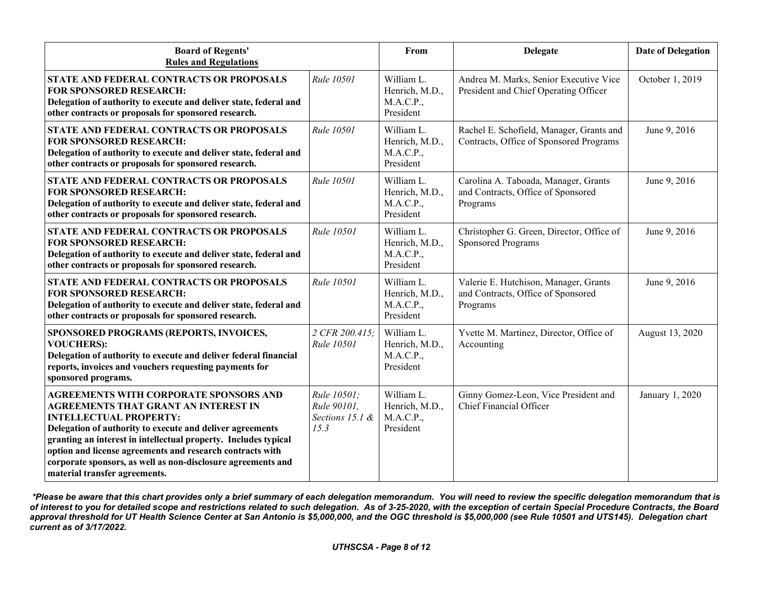| Board of Regents' Rules and Regulations | | From | Delegate | Date of Delegation |
|---|---|---|---|---|
| **STATE AND FEDERAL CONTRACTS OR PROPOSALS FOR SPONSORED RESEARCH: Delegation of authority to execute and deliver state, federal and other contracts or proposals for sponsored research.** | *Rule 10501* | William L. Henrich, M.D., M.A.C.P., President | Andrea M. Marks, Senior Executive Vice President and Chief Operating Officer | October 1, 2019 |
| **STATE AND FEDERAL CONTRACTS OR PROPOSALS FOR SPONSORED RESEARCH: Delegation of authority to execute and deliver state, federal and other contracts or proposals for sponsored research.** | *Rule 10501* | William L. Henrich, M.D., M.A.C.P., President | Rachel E. Schofield, Manager, Grants and Contracts, Office of Sponsored Programs | June 9, 2016 |
| **STATE AND FEDERAL CONTRACTS OR PROPOSALS FOR SPONSORED RESEARCH: Delegation of authority to execute and deliver state, federal and other contracts or proposals for sponsored research.** | *Rule 10501* | William L. Henrich, M.D., M.A.C.P., President | Carolina A. Taboada, Manager, Grants and Contracts, Office of Sponsored Programs | June 9, 2016 |
| **STATE AND FEDERAL CONTRACTS OR PROPOSALS FOR SPONSORED RESEARCH: Delegation of authority to execute and deliver state, federal and other contracts or proposals for sponsored research.** | *Rule 10501* | William L. Henrich, M.D., M.A.C.P., President | Christopher G. Green, Director, Office of Sponsored Programs | June 9, 2016 |
| **STATE AND FEDERAL CONTRACTS OR PROPOSALS FOR SPONSORED RESEARCH: Delegation of authority to execute and deliver state, federal and other contracts or proposals for sponsored research.** | *Rule 10501* | William L. Henrich, M.D., M.A.C.P., President | Valerie E. Hutchison, Manager, Grants and Contracts, Office of Sponsored Programs | June 9, 2016 |
| **SPONSORED PROGRAMS (REPORTS, INVOICES, VOUCHERS): Delegation of authority to execute and deliver federal financial reports, invoices and vouchers requesting payments for sponsored programs.** | *2 CFR 200.415; Rule 10501* | William L. Henrich, M.D., M.A.C.P., President | Yvette M. Martinez, Director, Office of Accounting | August 13, 2020 |
| **AGREEMENTS WITH CORPORATE SPONSORS AND AGREEMENTS THAT GRANT AN INTEREST IN INTELLECTUAL PROPERTY: Delegation of authority to execute and deliver agreements granting an interest in intellectual property. Includes typical option and license agreements and research contracts with corporate sponsors, as well as non-disclosure agreements and material transfer agreements.** | *Rule 10501; Rule 90101, Sections 15.1 & 15.3* | William L. Henrich, M.D., M.A.C.P., President | Ginny Gomez-Leon, Vice President and Chief Financial Officer | January 1, 2020 |

***Please be aware that this chart provides only a brief summary of each delegation memorandum. You will need to review the specific delegation memorandum that is of interest to you for detailed scope and restrictions related to such delegation. As of 3-25-2020, with the exception of certain Special Procedure Contracts, the Board approval threshold for UT Health Science Center at San Antonio is $5,000,000, and the OGC threshold is $5,000,000 (see Rule 10501 and UTS145). Delegation chart current as of 3/17/2022.***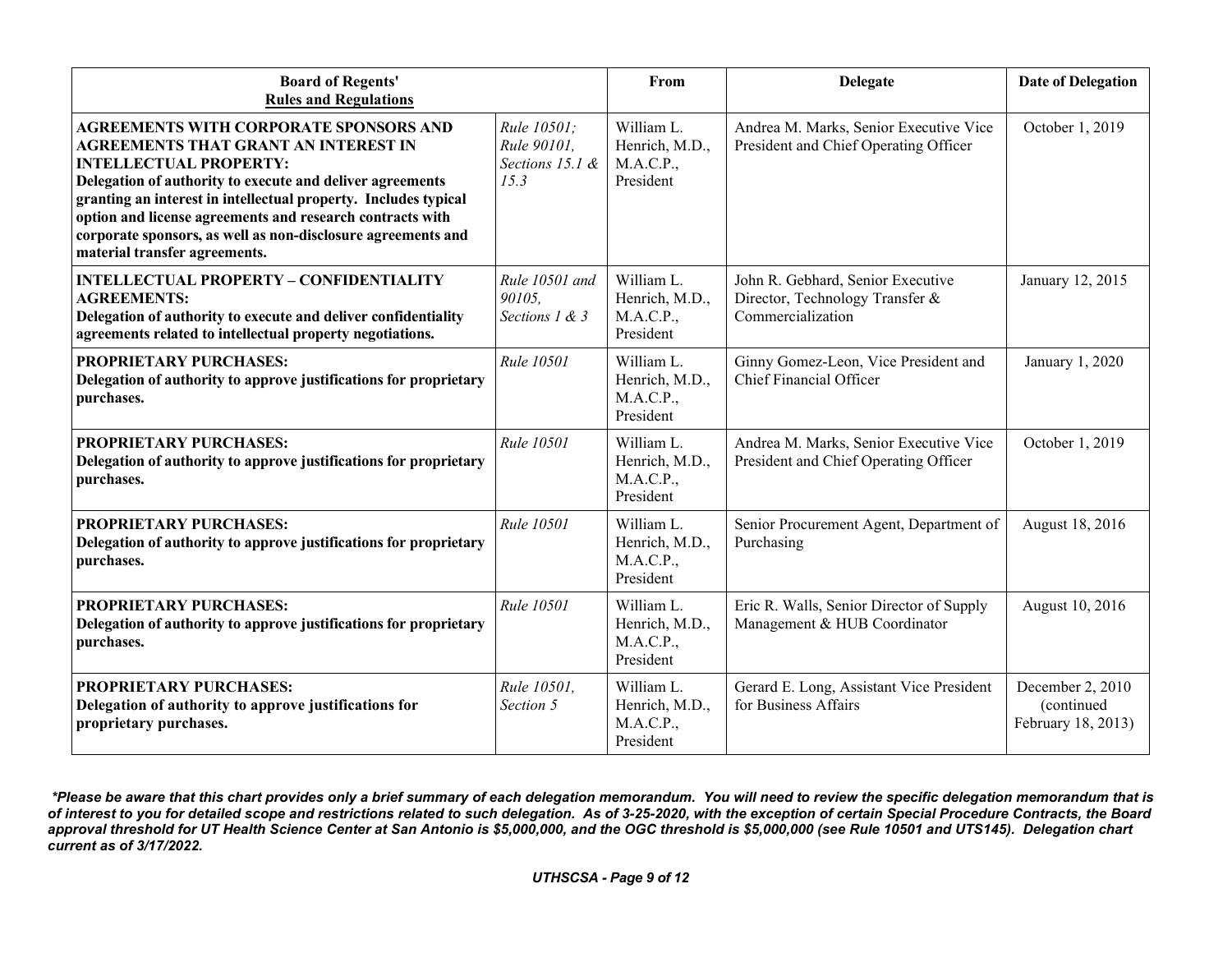| Board of Regents' Rules and Regulations | | From | Delegate | Date of Delegation |
|---|---|---|---|---|
| **AGREEMENTS WITH CORPORATE SPONSORS AND AGREEMENTS THAT GRANT AN INTEREST IN INTELLECTUAL PROPERTY: Delegation of authority to execute and deliver agreements granting an interest in intellectual property. Includes typical option and license agreements and research contracts with corporate sponsors, as well as non-disclosure agreements and material transfer agreements.** | *Rule 10501; Rule 90101, Sections 15.1 & 15.3* | William L. Henrich, M.D., M.A.C.P., President | Andrea M. Marks, Senior Executive Vice President and Chief Operating Officer | October 1, 2019 |
| **INTELLECTUAL PROPERTY – CONFIDENTIALITY AGREEMENTS: Delegation of authority to execute and deliver confidentiality agreements related to intellectual property negotiations.** | *Rule 10501 and 90105, Sections 1 & 3* | William L. Henrich, M.D., M.A.C.P., President | John R. Gebhard, Senior Executive Director, Technology Transfer & Commercialization | January 12, 2015 |
| **PROPRIETARY PURCHASES: Delegation of authority to approve justifications for proprietary purchases.** | *Rule 10501* | William L. Henrich, M.D., M.A.C.P., President | Ginny Gomez-Leon, Vice President and Chief Financial Officer | January 1, 2020 |
| **PROPRIETARY PURCHASES: Delegation of authority to approve justifications for proprietary purchases.** | *Rule 10501* | William L. Henrich, M.D., M.A.C.P., President | Andrea M. Marks, Senior Executive Vice President and Chief Operating Officer | October 1, 2019 |
| **PROPRIETARY PURCHASES: Delegation of authority to approve justifications for proprietary purchases.** | *Rule 10501* | William L. Henrich, M.D., M.A.C.P., President | Senior Procurement Agent, Department of Purchasing | August 18, 2016 |
| **PROPRIETARY PURCHASES: Delegation of authority to approve justifications for proprietary purchases.** | *Rule 10501* | William L. Henrich, M.D., M.A.C.P., President | Eric R. Walls, Senior Director of Supply Management & HUB Coordinator | August 10, 2016 |
| **PROPRIETARY PURCHASES: Delegation of authority to approve justifications for proprietary purchases.** | *Rule 10501, Section 5* | William L. Henrich, M.D., M.A.C.P., President | Gerard E. Long, Assistant Vice President for Business Affairs | December 2, 2010 (continued February 18, 2013) |

***Please be aware that this chart provides only a brief summary of each delegation memorandum. You will need to review the specific delegation memorandum that is of interest to you for detailed scope and restrictions related to such delegation. As of 3-25-2020, with the exception of certain Special Procedure Contracts, the Board approval threshold for UT Health Science Center at San Antonio is $5,000,000, and the OGC threshold is $5,000,000 (see Rule 10501 and UTS145). Delegation chart current as of 3/17/2022.***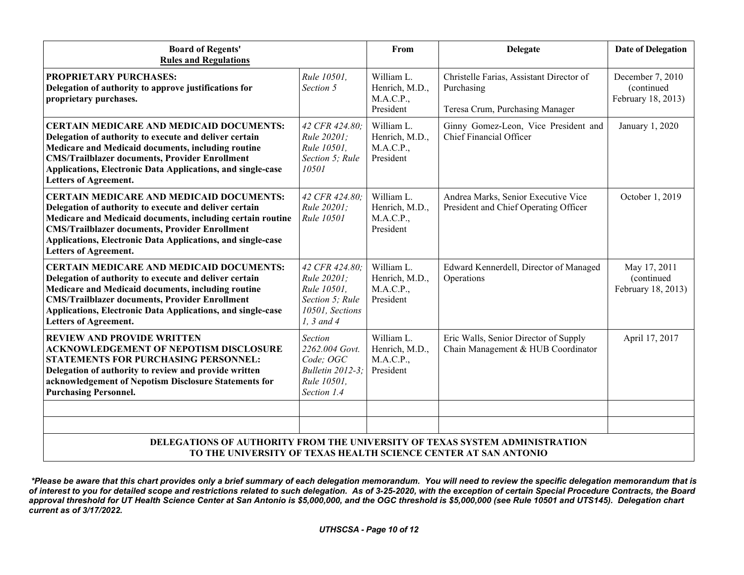| Board of Regents' Rules and Regulations | | From | Delegate | Date of Delegation |
|---|---|---|---|---|
| **PROPRIETARY PURCHASES: Delegation of authority to approve justifications for proprietary purchases.** | *Rule 10501, Section 5* | William L. Henrich, M.D., M.A.C.P., President | Christelle Farias, Assistant Director of Purchasing<br><br>Teresa Crum, Purchasing Manager | December 7, 2010 (continued February 18, 2013) |
| **CERTAIN MEDICARE AND MEDICAID DOCUMENTS: Delegation of authority to execute and deliver certain Medicare and Medicaid documents, including routine CMS/Trailblazer documents, Provider Enrollment Applications, Electronic Data Applications, and single-case Letters of Agreement.** | *42 CFR 424.80; Rule 20201; Rule 10501, Section 5; Rule 10501* | William L. Henrich, M.D., M.A.C.P., President | Ginny Gomez-Leon, Vice President and Chief Financial Officer | January 1, 2020 |
| **CERTAIN MEDICARE AND MEDICAID DOCUMENTS: Delegation of authority to execute and deliver certain Medicare and Medicaid documents, including certain routine CMS/Trailblazer documents, Provider Enrollment Applications, Electronic Data Applications, and single-case Letters of Agreement.** | *42 CFR 424.80; Rule 20201; Rule 10501* | William L. Henrich, M.D., M.A.C.P., President | Andrea Marks, Senior Executive Vice President and Chief Operating Officer | October 1, 2019 |
| **CERTAIN MEDICARE AND MEDICAID DOCUMENTS: Delegation of authority to execute and deliver certain Medicare and Medicaid documents, including routine CMS/Trailblazer documents, Provider Enrollment Applications, Electronic Data Applications, and single-case Letters of Agreement.** | *42 CFR 424.80; Rule 20201; Rule 10501, Section 5; Rule 10501, Sections 1, 3 and 4* | William L. Henrich, M.D., M.A.C.P., President | Edward Kennerdell, Director of Managed Operations | May 17, 2011 (continued February 18, 2013) |
| **REVIEW AND PROVIDE WRITTEN ACKNOWLEDGEMENT OF NEPOTISM DISCLOSURE STATEMENTS FOR PURCHASING PERSONNEL: Delegation of authority to review and provide written acknowledgement of Nepotism Disclosure Statements for Purchasing Personnel.** | *Section 2262.004 Govt. Code; OGC Bulletin 2012-3; Rule 10501, Section 1.4* | William L. Henrich, M.D., M.A.C.P., President | Eric Walls, Senior Director of Supply Chain Management & HUB Coordinator | April 17, 2017 |
| | | | | |
| | | | | |
| **DELEGATIONS OF AUTHORITY FROM THE UNIVERSITY OF TEXAS SYSTEM ADMINISTRATION TO THE UNIVERSITY OF TEXAS HEALTH SCIENCE CENTER AT SAN ANTONIO** | | | | |

***Please be aware that this chart provides only a brief summary of each delegation memorandum. You will need to review the specific delegation memorandum that is of interest to you for detailed scope and restrictions related to such delegation. As of 3-25-2020, with the exception of certain Special Procedure Contracts, the Board approval threshold for UT Health Science Center at San Antonio is $5,000,000, and the OGC threshold is $5,000,000 (see Rule 10501 and UTS145). Delegation chart current as of 3/17/2022.***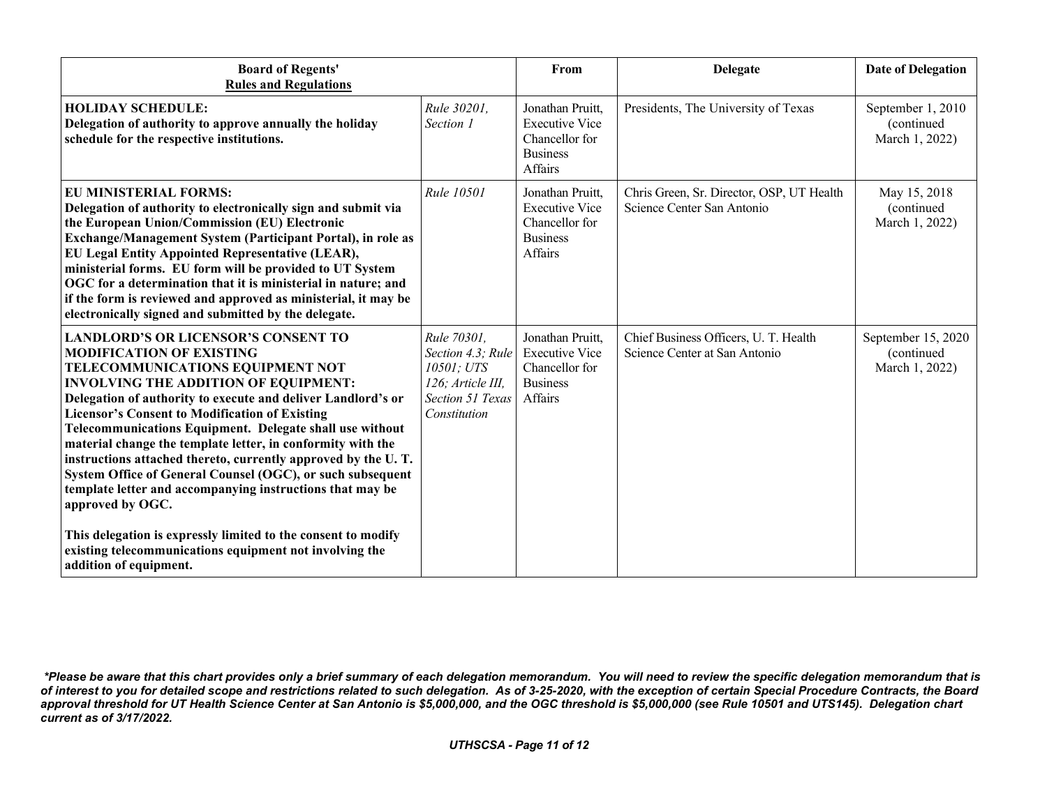| **Board of Regents' Rules and Regulations** | | **From** | **Delegate** | **Date of Delegation** |
|---|---|---|---|---|
| **HOLIDAY SCHEDULE:** **Delegation of authority to approve annually the holiday schedule for the respective institutions.** | *Rule 30201, Section 1* | Jonathan Pruitt, Executive Vice Chancellor for Business Affairs | Presidents, The University of Texas | September 1, 2010 (continued March 1, 2022) |
| **EU MINISTERIAL FORMS:** **Delegation of authority to electronically sign and submit via the European Union/Commission (EU) Electronic Exchange/Management System (Participant Portal), in role as EU Legal Entity Appointed Representative (LEAR), ministerial forms. EU form will be provided to UT System OGC for a determination that it is ministerial in nature; and if the form is reviewed and approved as ministerial, it may be electronically signed and submitted by the delegate.** | *Rule 10501* | Jonathan Pruitt, Executive Vice Chancellor for Business Affairs | Chris Green, Sr. Director, OSP, UT Health Science Center San Antonio | May 15, 2018 (continued March 1, 2022) |
| **LANDLORD'S OR LICENSOR'S CONSENT TO MODIFICATION OF EXISTING TELECOMMUNICATIONS EQUIPMENT NOT INVOLVING THE ADDITION OF EQUIPMENT:** **Delegation of authority to execute and deliver Landlord's or Licensor's Consent to Modification of Existing Telecommunications Equipment. Delegate shall use without material change the template letter, in conformity with the instructions attached thereto, currently approved by the U. T. System Office of General Counsel (OGC), or such subsequent template letter and accompanying instructions that may be approved by OGC.** <br><br> **This delegation is expressly limited to the consent to modify existing telecommunications equipment not involving the addition of equipment.** | *Rule 70301, Section 4.3; Rule 10501; UTS 126; Article III, Section 51 Texas Constitution* | Jonathan Pruitt, Executive Vice Chancellor for Business Affairs | Chief Business Officers, U. T. Health Science Center at San Antonio | September 15, 2020 (continued March 1, 2022) |

***Please be aware that this chart provides only a brief summary of each delegation memorandum. You will need to review the specific delegation memorandum that is of interest to you for detailed scope and restrictions related to such delegation. As of 3-25-2020, with the exception of certain Special Procedure Contracts, the Board approval threshold for UT Health Science Center at San Antonio is $5,000,000, and the OGC threshold is $5,000,000 (see Rule 10501 and UTS145). Delegation chart current as of 3/17/2022.***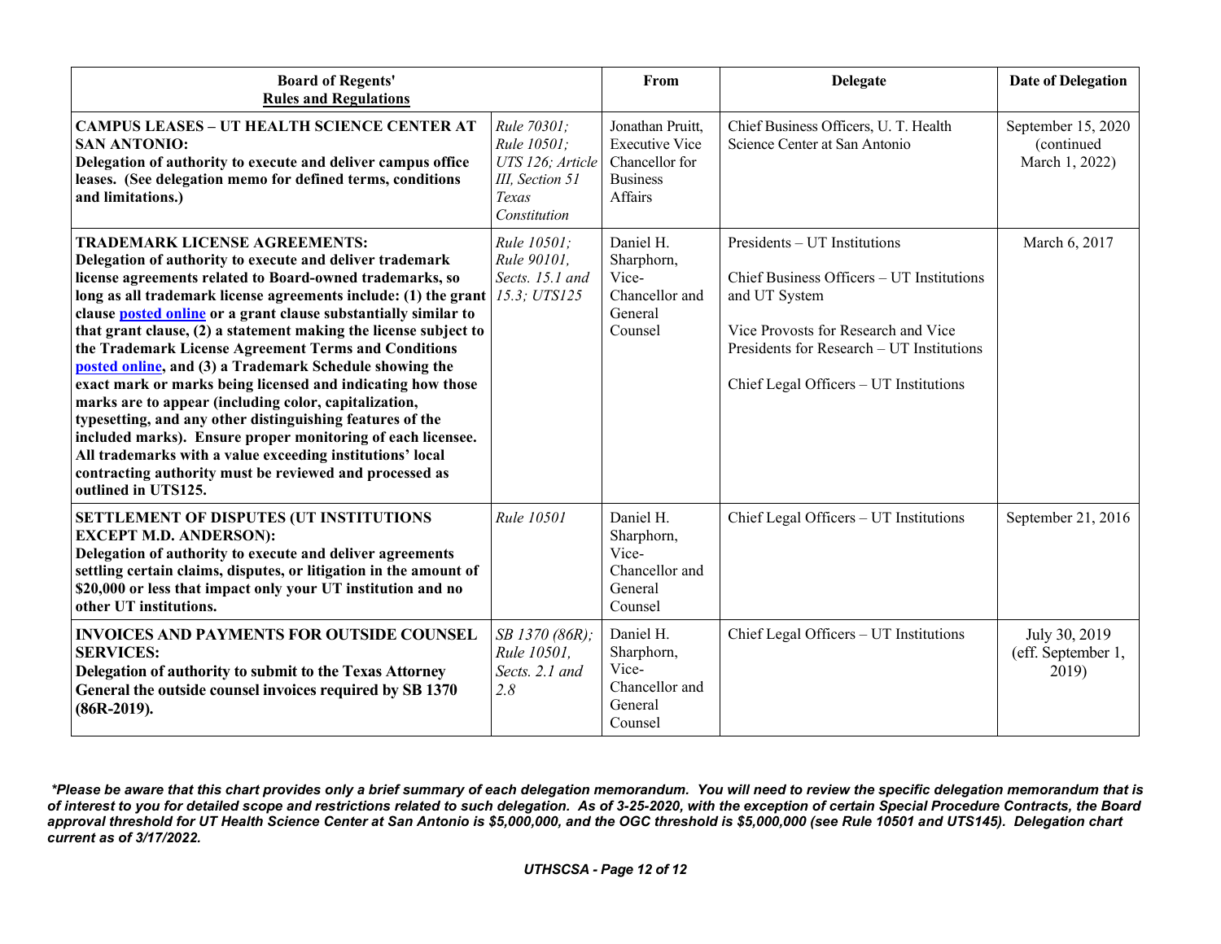| **Board of Regents' Rules and Regulations** | | **From** | **Delegate** | **Date of Delegation** |
|---|---|---|---|---|
| **CAMPUS LEASES – UT HEALTH SCIENCE CENTER AT SAN ANTONIO: Delegation of authority to execute and deliver campus office leases. (See delegation memo for defined terms, conditions and limitations.)** | *Rule 70301; Rule 10501; UTS 126; Article III, Section 51 Texas Constitution* | Jonathan Pruitt, Executive Vice Chancellor for Business Affairs | Chief Business Officers, U. T. Health Science Center at San Antonio | September 15, 2020 (continued March 1, 2022) |
| **TRADEMARK LICENSE AGREEMENTS: Delegation of authority to execute and deliver trademark license agreements related to Board-owned trademarks, so long as all trademark license agreements include: (1) the grant clause posted online or a grant clause substantially similar to that grant clause, (2) a statement making the license subject to the Trademark License Agreement Terms and Conditions posted online, and (3) a Trademark Schedule showing the exact mark or marks being licensed and indicating how those marks are to appear (including color, capitalization, typesetting, and any other distinguishing features of the included marks). Ensure proper monitoring of each licensee. All trademarks with a value exceeding institutions' local contracting authority must be reviewed and processed as outlined in UTS125.** | *Rule 10501; Rule 90101, Sects. 15.1 and 15.3; UTS125* | Daniel H. Sharphorn, Vice-Chancellor and General Counsel | Presidents – UT Institutions<br><br>Chief Business Officers – UT Institutions and UT System<br><br>Vice Provosts for Research and Vice Presidents for Research – UT Institutions<br><br>Chief Legal Officers – UT Institutions | March 6, 2017 |
| **SETTLEMENT OF DISPUTES (UT INSTITUTIONS EXCEPT M.D. ANDERSON): Delegation of authority to execute and deliver agreements settling certain claims, disputes, or litigation in the amount of $20,000 or less that impact only your UT institution and no other UT institutions.** | *Rule 10501* | Daniel H. Sharphorn, Vice-Chancellor and General Counsel | Chief Legal Officers – UT Institutions | September 21, 2016 |
| **INVOICES AND PAYMENTS FOR OUTSIDE COUNSEL SERVICES: Delegation of authority to submit to the Texas Attorney General the outside counsel invoices required by SB 1370 (86R-2019).** | *SB 1370 (86R); Rule 10501, Sects. 2.1 and 2.8* | Daniel H. Sharphorn, Vice-Chancellor and General Counsel | Chief Legal Officers – UT Institutions | July 30, 2019 (eff. September 1, 2019) |

***Please be aware that this chart provides only a brief summary of each delegation memorandum. You will need to review the specific delegation memorandum that is of interest to you for detailed scope and restrictions related to such delegation. As of 3-25-2020, with the exception of certain Special Procedure Contracts, the Board approval threshold for UT Health Science Center at San Antonio is $5,000,000, and the OGC threshold is $5,000,000 (see Rule 10501 and UTS145). Delegation chart current as of 3/17/2022.***